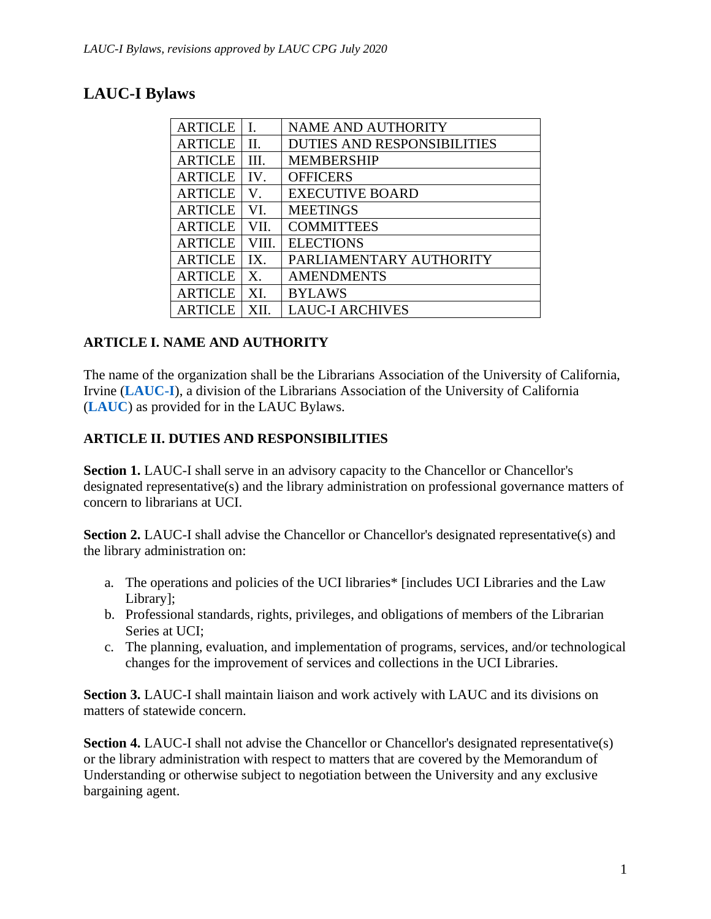# LAUC-I Bylaws

| ARTICLE | I. | NAME AND AUTHORITY |
|---|---|---|
| ARTICLE | II. | DUTIES AND RESPONSIBILITIES |
| ARTICLE | III. | MEMBERSHIP |
| ARTICLE | IV. | OFFICERS |
| ARTICLE | V. | EXECUTIVE BOARD |
| ARTICLE | VI. | MEETINGS |
| ARTICLE | VII. | COMMITTEES |
| ARTICLE | VIII. | ELECTIONS |
| ARTICLE | IX. | PARLIAMENTARY AUTHORITY |
| ARTICLE | X. | AMENDMENTS |
| ARTICLE | XI. | BYLAWS |
| ARTICLE | XII. | LAUC-I ARCHIVES |

## ARTICLE I. NAME AND AUTHORITY

The name of the organization shall be the Librarians Association of the University of California, Irvine (**LAUC-I**), a division of the Librarians Association of the University of California (**LAUC**) as provided for in the LAUC Bylaws.

## ARTICLE II. DUTIES AND RESPONSIBILITIES

**Section 1.** LAUC-I shall serve in an advisory capacity to the Chancellor or Chancellor's designated representative(s) and the library administration on professional governance matters of concern to librarians at UCI.

**Section 2.** LAUC-I shall advise the Chancellor or Chancellor's designated representative(s) and the library administration on:

a. The operations and policies of the UCI libraries* [includes UCI Libraries and the Law Library];
b. Professional standards, rights, privileges, and obligations of members of the Librarian Series at UCI;
c. The planning, evaluation, and implementation of programs, services, and/or technological changes for the improvement of services and collections in the UCI Libraries.

**Section 3.** LAUC-I shall maintain liaison and work actively with LAUC and its divisions on matters of statewide concern.

**Section 4.** LAUC-I shall not advise the Chancellor or Chancellor's designated representative(s) or the library administration with respect to matters that are covered by the Memorandum of Understanding or otherwise subject to negotiation between the University and any exclusive bargaining agent.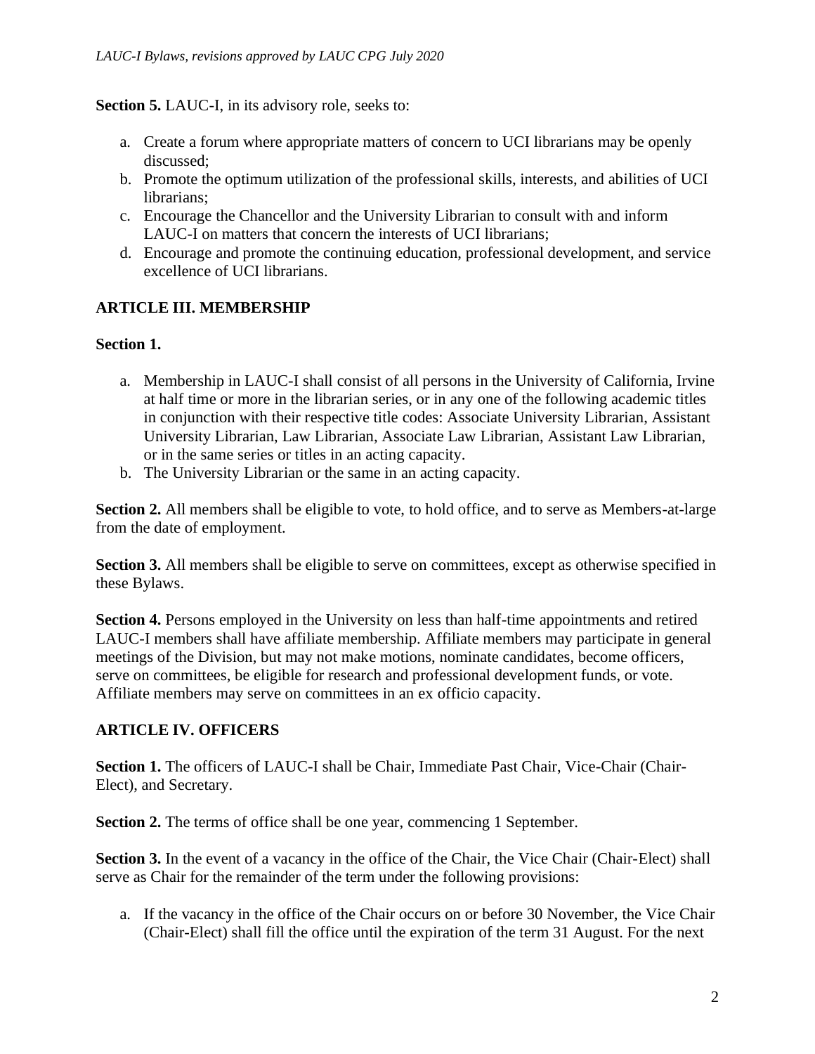**Section 5.** LAUC-I, in its advisory role, seeks to:

a. Create a forum where appropriate matters of concern to UCI librarians may be openly discussed;
b. Promote the optimum utilization of the professional skills, interests, and abilities of UCI librarians;
c. Encourage the Chancellor and the University Librarian to consult with and inform LAUC-I on matters that concern the interests of UCI librarians;
d. Encourage and promote the continuing education, professional development, and service excellence of UCI librarians.

## ARTICLE III. MEMBERSHIP

**Section 1.**

a. Membership in LAUC-I shall consist of all persons in the University of California, Irvine at half time or more in the librarian series, or in any one of the following academic titles in conjunction with their respective title codes: Associate University Librarian, Assistant University Librarian, Law Librarian, Associate Law Librarian, Assistant Law Librarian, or in the same series or titles in an acting capacity.
b. The University Librarian or the same in an acting capacity.

**Section 2.** All members shall be eligible to vote, to hold office, and to serve as Members-at-large from the date of employment.

**Section 3.** All members shall be eligible to serve on committees, except as otherwise specified in these Bylaws.

**Section 4.** Persons employed in the University on less than half-time appointments and retired LAUC-I members shall have affiliate membership. Affiliate members may participate in general meetings of the Division, but may not make motions, nominate candidates, become officers, serve on committees, be eligible for research and professional development funds, or vote. Affiliate members may serve on committees in an ex officio capacity.

## ARTICLE IV. OFFICERS

**Section 1.** The officers of LAUC-I shall be Chair, Immediate Past Chair, Vice-Chair (Chair-Elect), and Secretary.

**Section 2.** The terms of office shall be one year, commencing 1 September.

**Section 3.** In the event of a vacancy in the office of the Chair, the Vice Chair (Chair-Elect) shall serve as Chair for the remainder of the term under the following provisions:

a. If the vacancy in the office of the Chair occurs on or before 30 November, the Vice Chair (Chair-Elect) shall fill the office until the expiration of the term 31 August. For the next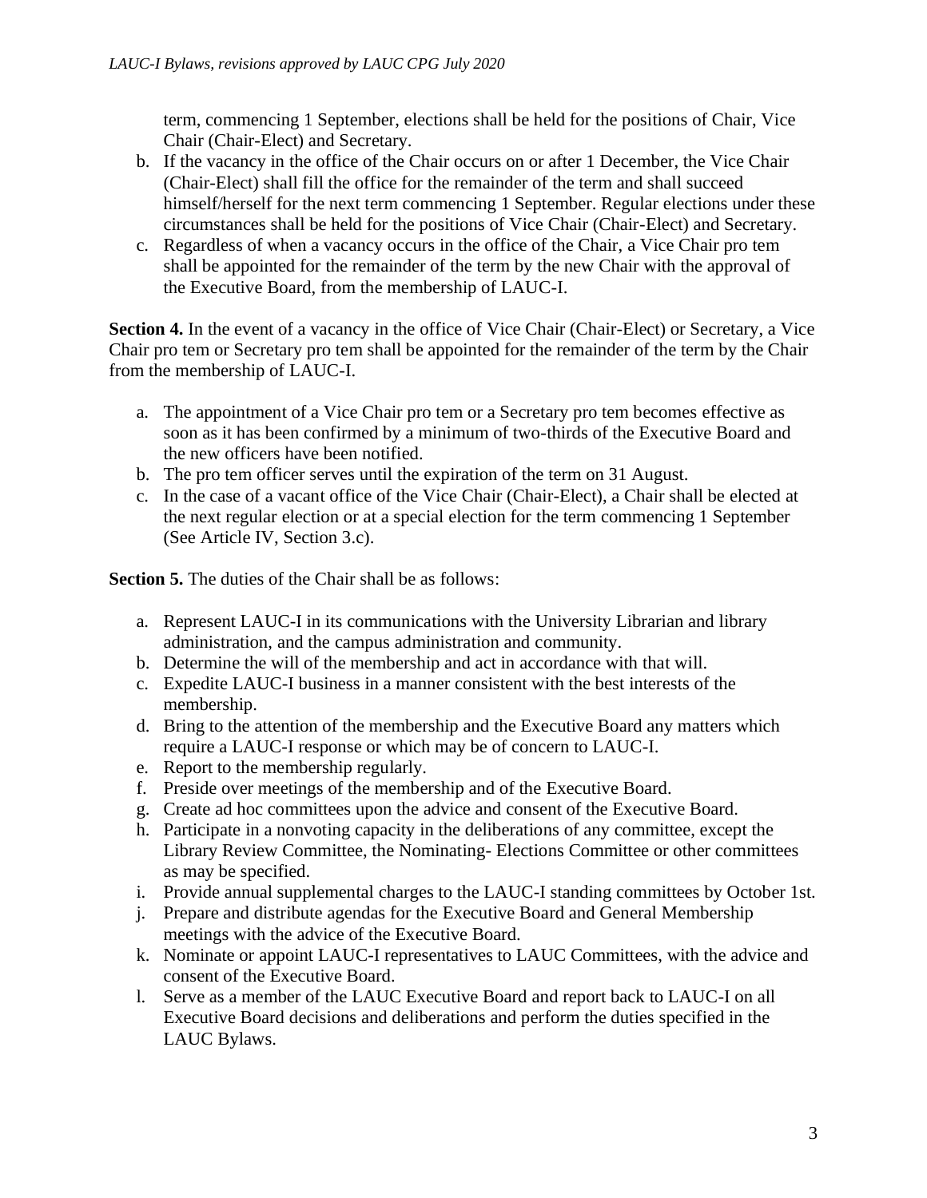term, commencing 1 September, elections shall be held for the positions of Chair, Vice Chair (Chair-Elect) and Secretary.

b. If the vacancy in the office of the Chair occurs on or after 1 December, the Vice Chair (Chair-Elect) shall fill the office for the remainder of the term and shall succeed himself/herself for the next term commencing 1 September. Regular elections under these circumstances shall be held for the positions of Vice Chair (Chair-Elect) and Secretary.

c. Regardless of when a vacancy occurs in the office of the Chair, a Vice Chair pro tem shall be appointed for the remainder of the term by the new Chair with the approval of the Executive Board, from the membership of LAUC-I.

**Section 4.** In the event of a vacancy in the office of Vice Chair (Chair-Elect) or Secretary, a Vice Chair pro tem or Secretary pro tem shall be appointed for the remainder of the term by the Chair from the membership of LAUC-I.

a. The appointment of a Vice Chair pro tem or a Secretary pro tem becomes effective as soon as it has been confirmed by a minimum of two-thirds of the Executive Board and the new officers have been notified.
b. The pro tem officer serves until the expiration of the term on 31 August.
c. In the case of a vacant office of the Vice Chair (Chair-Elect), a Chair shall be elected at the next regular election or at a special election for the term commencing 1 September (See Article IV, Section 3.c).

**Section 5.** The duties of the Chair shall be as follows:

a. Represent LAUC-I in its communications with the University Librarian and library administration, and the campus administration and community.
b. Determine the will of the membership and act in accordance with that will.
c. Expedite LAUC-I business in a manner consistent with the best interests of the membership.
d. Bring to the attention of the membership and the Executive Board any matters which require a LAUC-I response or which may be of concern to LAUC-I.
e. Report to the membership regularly.
f. Preside over meetings of the membership and of the Executive Board.
g. Create ad hoc committees upon the advice and consent of the Executive Board.
h. Participate in a nonvoting capacity in the deliberations of any committee, except the Library Review Committee, the Nominating- Elections Committee or other committees as may be specified.
i. Provide annual supplemental charges to the LAUC-I standing committees by October 1st.
j. Prepare and distribute agendas for the Executive Board and General Membership meetings with the advice of the Executive Board.
k. Nominate or appoint LAUC-I representatives to LAUC Committees, with the advice and consent of the Executive Board.
l. Serve as a member of the LAUC Executive Board and report back to LAUC-I on all Executive Board decisions and deliberations and perform the duties specified in the LAUC Bylaws.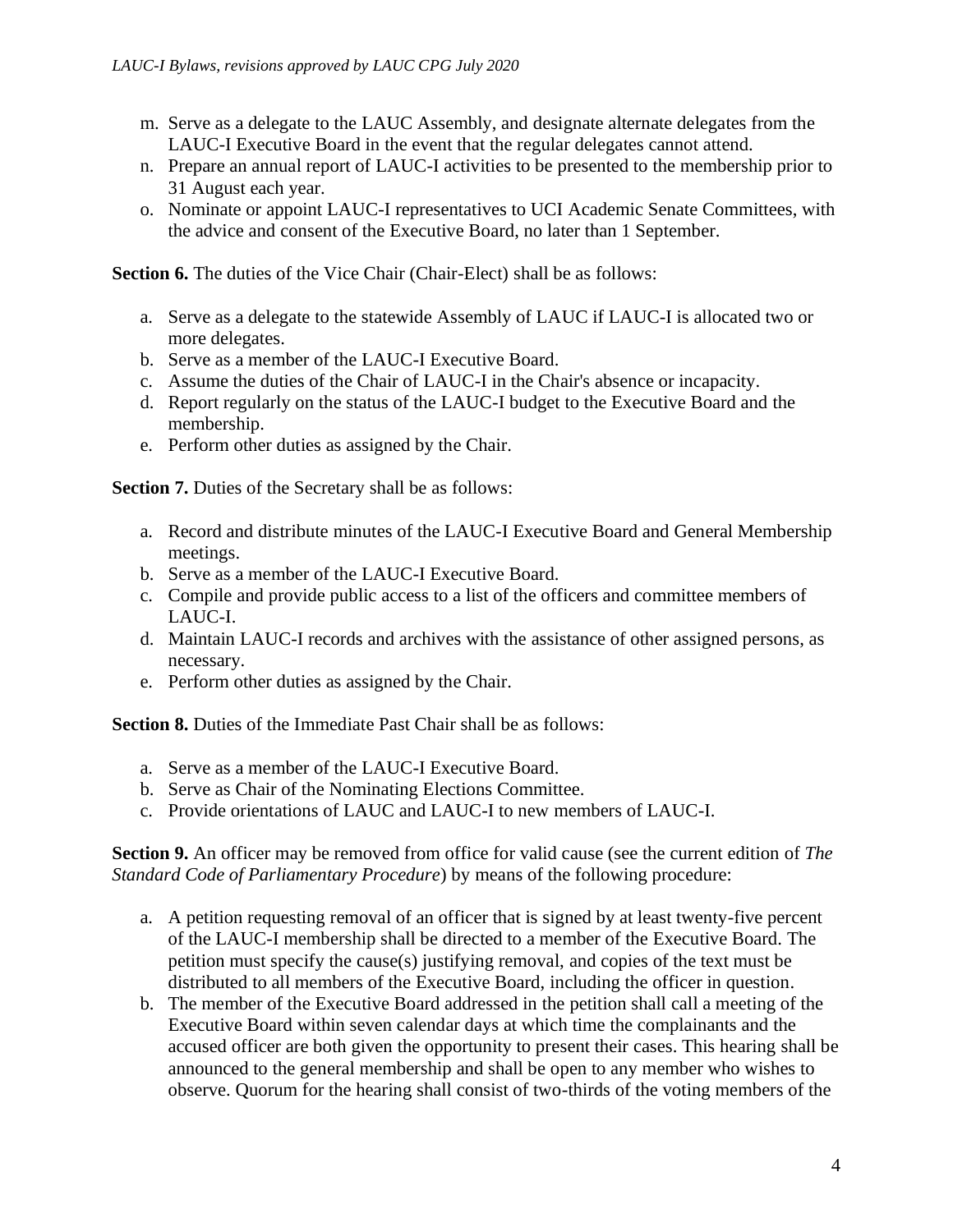m. Serve as a delegate to the LAUC Assembly, and designate alternate delegates from the LAUC-I Executive Board in the event that the regular delegates cannot attend.
n. Prepare an annual report of LAUC-I activities to be presented to the membership prior to 31 August each year.
o. Nominate or appoint LAUC-I representatives to UCI Academic Senate Committees, with the advice and consent of the Executive Board, no later than 1 September.

**Section 6.** The duties of the Vice Chair (Chair-Elect) shall be as follows:

a. Serve as a delegate to the statewide Assembly of LAUC if LAUC-I is allocated two or more delegates.
b. Serve as a member of the LAUC-I Executive Board.
c. Assume the duties of the Chair of LAUC-I in the Chair's absence or incapacity.
d. Report regularly on the status of the LAUC-I budget to the Executive Board and the membership.
e. Perform other duties as assigned by the Chair.

**Section 7.** Duties of the Secretary shall be as follows:

a. Record and distribute minutes of the LAUC-I Executive Board and General Membership meetings.
b. Serve as a member of the LAUC-I Executive Board.
c. Compile and provide public access to a list of the officers and committee members of LAUC-I.
d. Maintain LAUC-I records and archives with the assistance of other assigned persons, as necessary.
e. Perform other duties as assigned by the Chair.

**Section 8.** Duties of the Immediate Past Chair shall be as follows:

a. Serve as a member of the LAUC-I Executive Board.
b. Serve as Chair of the Nominating Elections Committee.
c. Provide orientations of LAUC and LAUC-I to new members of LAUC-I.

**Section 9.** An officer may be removed from office for valid cause (see the current edition of *The Standard Code of Parliamentary Procedure*) by means of the following procedure:

a. A petition requesting removal of an officer that is signed by at least twenty-five percent of the LAUC-I membership shall be directed to a member of the Executive Board. The petition must specify the cause(s) justifying removal, and copies of the text must be distributed to all members of the Executive Board, including the officer in question.
b. The member of the Executive Board addressed in the petition shall call a meeting of the Executive Board within seven calendar days at which time the complainants and the accused officer are both given the opportunity to present their cases. This hearing shall be announced to the general membership and shall be open to any member who wishes to observe. Quorum for the hearing shall consist of two-thirds of the voting members of the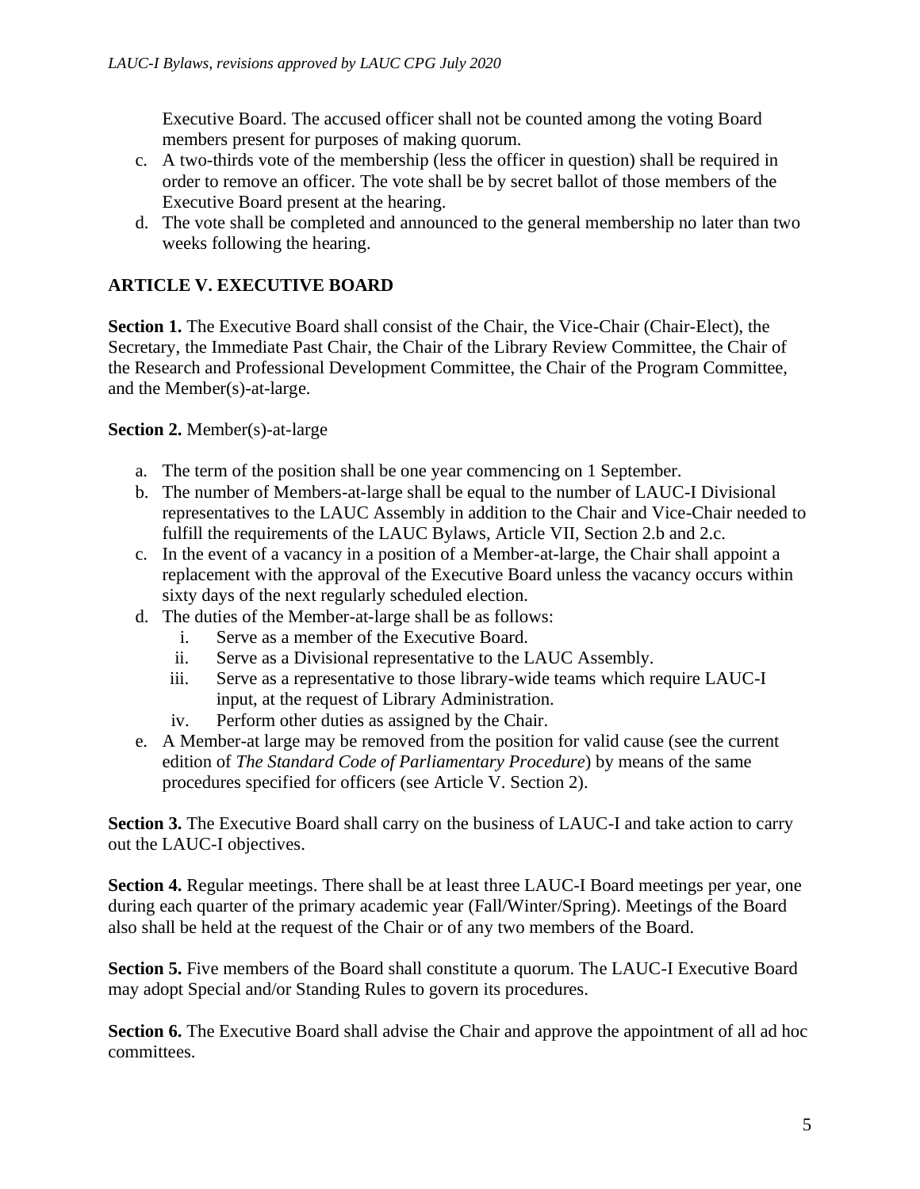Executive Board. The accused officer shall not be counted among the voting Board members present for purposes of making quorum.

c. A two-thirds vote of the membership (less the officer in question) shall be required in order to remove an officer. The vote shall be by secret ballot of those members of the Executive Board present at the hearing.
d. The vote shall be completed and announced to the general membership no later than two weeks following the hearing.

## ARTICLE V. EXECUTIVE BOARD

**Section 1.** The Executive Board shall consist of the Chair, the Vice-Chair (Chair-Elect), the Secretary, the Immediate Past Chair, the Chair of the Library Review Committee, the Chair of the Research and Professional Development Committee, the Chair of the Program Committee, and the Member(s)-at-large.

**Section 2.** Member(s)-at-large

a. The term of the position shall be one year commencing on 1 September.
b. The number of Members-at-large shall be equal to the number of LAUC-I Divisional representatives to the LAUC Assembly in addition to the Chair and Vice-Chair needed to fulfill the requirements of the LAUC Bylaws, Article VII, Section 2.b and 2.c.
c. In the event of a vacancy in a position of a Member-at-large, the Chair shall appoint a replacement with the approval of the Executive Board unless the vacancy occurs within sixty days of the next regularly scheduled election.
d. The duties of the Member-at-large shall be as follows:
    i. Serve as a member of the Executive Board.
    ii. Serve as a Divisional representative to the LAUC Assembly.
    iii. Serve as a representative to those library-wide teams which require LAUC-I input, at the request of Library Administration.
    iv. Perform other duties as assigned by the Chair.
e. A Member-at large may be removed from the position for valid cause (see the current edition of *The Standard Code of Parliamentary Procedure*) by means of the same procedures specified for officers (see Article V. Section 2).

**Section 3.** The Executive Board shall carry on the business of LAUC-I and take action to carry out the LAUC-I objectives.

**Section 4.** Regular meetings. There shall be at least three LAUC-I Board meetings per year, one during each quarter of the primary academic year (Fall/Winter/Spring). Meetings of the Board also shall be held at the request of the Chair or of any two members of the Board.

**Section 5.** Five members of the Board shall constitute a quorum. The LAUC-I Executive Board may adopt Special and/or Standing Rules to govern its procedures.

**Section 6.** The Executive Board shall advise the Chair and approve the appointment of all ad hoc committees.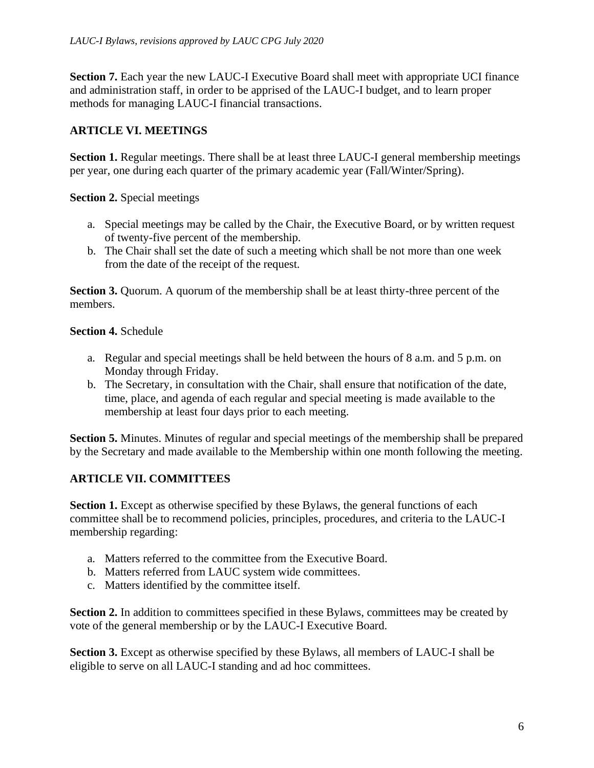**Section 7.** Each year the new LAUC-I Executive Board shall meet with appropriate UCI finance and administration staff, in order to be apprised of the LAUC-I budget, and to learn proper methods for managing LAUC-I financial transactions.

## ARTICLE VI. MEETINGS

**Section 1.** Regular meetings. There shall be at least three LAUC-I general membership meetings per year, one during each quarter of the primary academic year (Fall/Winter/Spring).

**Section 2.** Special meetings

a. Special meetings may be called by the Chair, the Executive Board, or by written request of twenty-five percent of the membership.
b. The Chair shall set the date of such a meeting which shall be not more than one week from the date of the receipt of the request.

**Section 3.** Quorum. A quorum of the membership shall be at least thirty-three percent of the members.

**Section 4.** Schedule

a. Regular and special meetings shall be held between the hours of 8 a.m. and 5 p.m. on Monday through Friday.
b. The Secretary, in consultation with the Chair, shall ensure that notification of the date, time, place, and agenda of each regular and special meeting is made available to the membership at least four days prior to each meeting.

**Section 5.** Minutes. Minutes of regular and special meetings of the membership shall be prepared by the Secretary and made available to the Membership within one month following the meeting.

## ARTICLE VII. COMMITTEES

**Section 1.** Except as otherwise specified by these Bylaws, the general functions of each committee shall be to recommend policies, principles, procedures, and criteria to the LAUC-I membership regarding:

a. Matters referred to the committee from the Executive Board.
b. Matters referred from LAUC system wide committees.
c. Matters identified by the committee itself.

**Section 2.** In addition to committees specified in these Bylaws, committees may be created by vote of the general membership or by the LAUC-I Executive Board.

**Section 3.** Except as otherwise specified by these Bylaws, all members of LAUC-I shall be eligible to serve on all LAUC-I standing and ad hoc committees.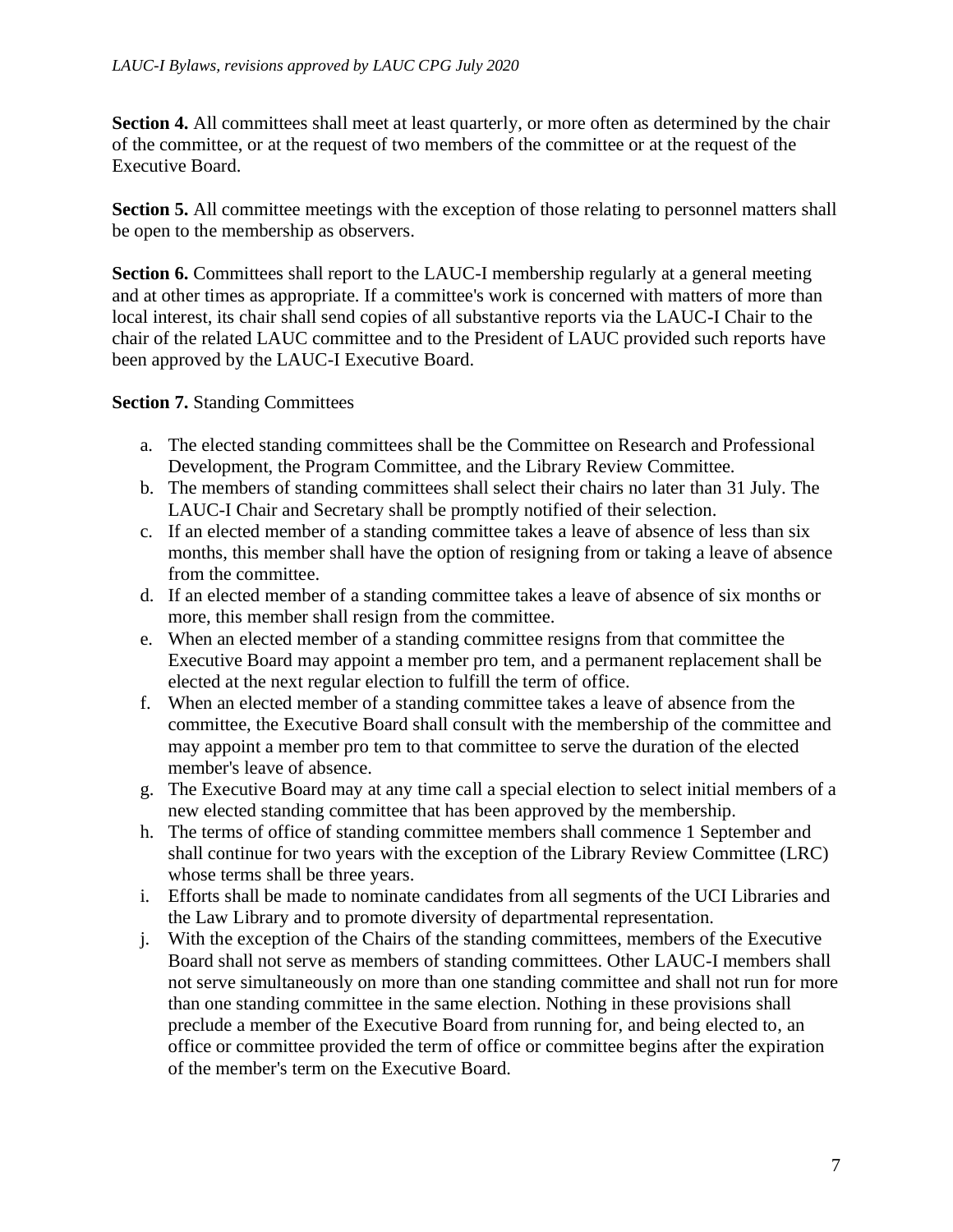**Section 4.** All committees shall meet at least quarterly, or more often as determined by the chair of the committee, or at the request of two members of the committee or at the request of the Executive Board.

**Section 5.** All committee meetings with the exception of those relating to personnel matters shall be open to the membership as observers.

**Section 6.** Committees shall report to the LAUC-I membership regularly at a general meeting and at other times as appropriate. If a committee's work is concerned with matters of more than local interest, its chair shall send copies of all substantive reports via the LAUC-I Chair to the chair of the related LAUC committee and to the President of LAUC provided such reports have been approved by the LAUC-I Executive Board.

**Section 7.** Standing Committees

a. The elected standing committees shall be the Committee on Research and Professional Development, the Program Committee, and the Library Review Committee.
b. The members of standing committees shall select their chairs no later than 31 July. The LAUC-I Chair and Secretary shall be promptly notified of their selection.
c. If an elected member of a standing committee takes a leave of absence of less than six months, this member shall have the option of resigning from or taking a leave of absence from the committee.
d. If an elected member of a standing committee takes a leave of absence of six months or more, this member shall resign from the committee.
e. When an elected member of a standing committee resigns from that committee the Executive Board may appoint a member pro tem, and a permanent replacement shall be elected at the next regular election to fulfill the term of office.
f. When an elected member of a standing committee takes a leave of absence from the committee, the Executive Board shall consult with the membership of the committee and may appoint a member pro tem to that committee to serve the duration of the elected member's leave of absence.
g. The Executive Board may at any time call a special election to select initial members of a new elected standing committee that has been approved by the membership.
h. The terms of office of standing committee members shall commence 1 September and shall continue for two years with the exception of the Library Review Committee (LRC) whose terms shall be three years.
i. Efforts shall be made to nominate candidates from all segments of the UCI Libraries and the Law Library and to promote diversity of departmental representation.
j. With the exception of the Chairs of the standing committees, members of the Executive Board shall not serve as members of standing committees. Other LAUC-I members shall not serve simultaneously on more than one standing committee and shall not run for more than one standing committee in the same election. Nothing in these provisions shall preclude a member of the Executive Board from running for, and being elected to, an office or committee provided the term of office or committee begins after the expiration of the member's term on the Executive Board.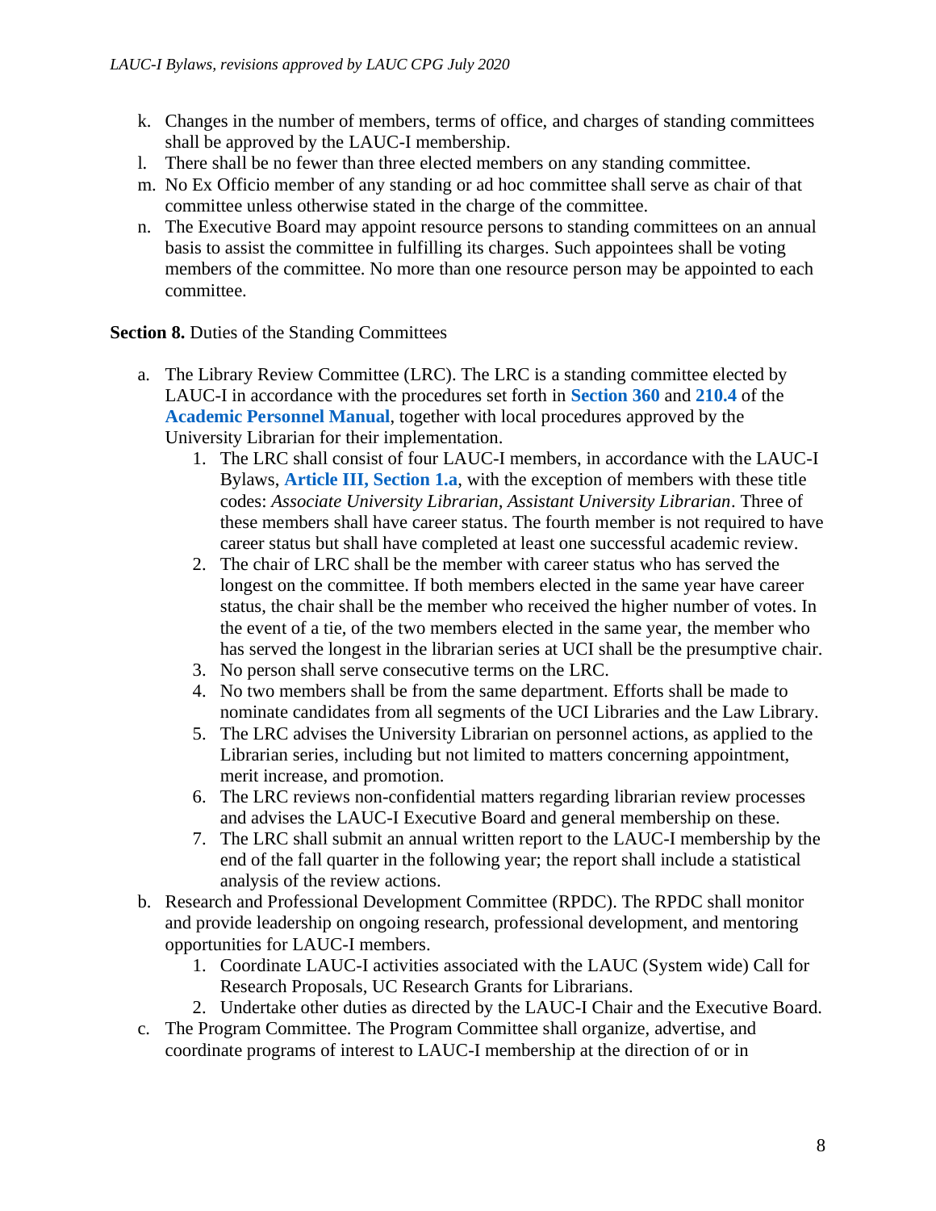k. Changes in the number of members, terms of office, and charges of standing committees shall be approved by the LAUC-I membership.
l. There shall be no fewer than three elected members on any standing committee.
m. No Ex Officio member of any standing or ad hoc committee shall serve as chair of that committee unless otherwise stated in the charge of the committee.
n. The Executive Board may appoint resource persons to standing committees on an annual basis to assist the committee in fulfilling its charges. Such appointees shall be voting members of the committee. No more than one resource person may be appointed to each committee.

**Section 8.** Duties of the Standing Committees

a. The Library Review Committee (LRC). The LRC is a standing committee elected by LAUC-I in accordance with the procedures set forth in **Section 360** and **210.4** of the **Academic Personnel Manual**, together with local procedures approved by the University Librarian for their implementation.
    1. The LRC shall consist of four LAUC-I members, in accordance with the LAUC-I Bylaws, **Article III, Section 1.a**, with the exception of members with these title codes: *Associate University Librarian, Assistant University Librarian*. Three of these members shall have career status. The fourth member is not required to have career status but shall have completed at least one successful academic review.
    2. The chair of LRC shall be the member with career status who has served the longest on the committee. If both members elected in the same year have career status, the chair shall be the member who received the higher number of votes. In the event of a tie, of the two members elected in the same year, the member who has served the longest in the librarian series at UCI shall be the presumptive chair.
    3. No person shall serve consecutive terms on the LRC.
    4. No two members shall be from the same department. Efforts shall be made to nominate candidates from all segments of the UCI Libraries and the Law Library.
    5. The LRC advises the University Librarian on personnel actions, as applied to the Librarian series, including but not limited to matters concerning appointment, merit increase, and promotion.
    6. The LRC reviews non-confidential matters regarding librarian review processes and advises the LAUC-I Executive Board and general membership on these.
    7. The LRC shall submit an annual written report to the LAUC-I membership by the end of the fall quarter in the following year; the report shall include a statistical analysis of the review actions.
b. Research and Professional Development Committee (RPDC). The RPDC shall monitor and provide leadership on ongoing research, professional development, and mentoring opportunities for LAUC-I members.
    1. Coordinate LAUC-I activities associated with the LAUC (System wide) Call for Research Proposals, UC Research Grants for Librarians.
    2. Undertake other duties as directed by the LAUC-I Chair and the Executive Board.
c. The Program Committee. The Program Committee shall organize, advertise, and coordinate programs of interest to LAUC-I membership at the direction of or in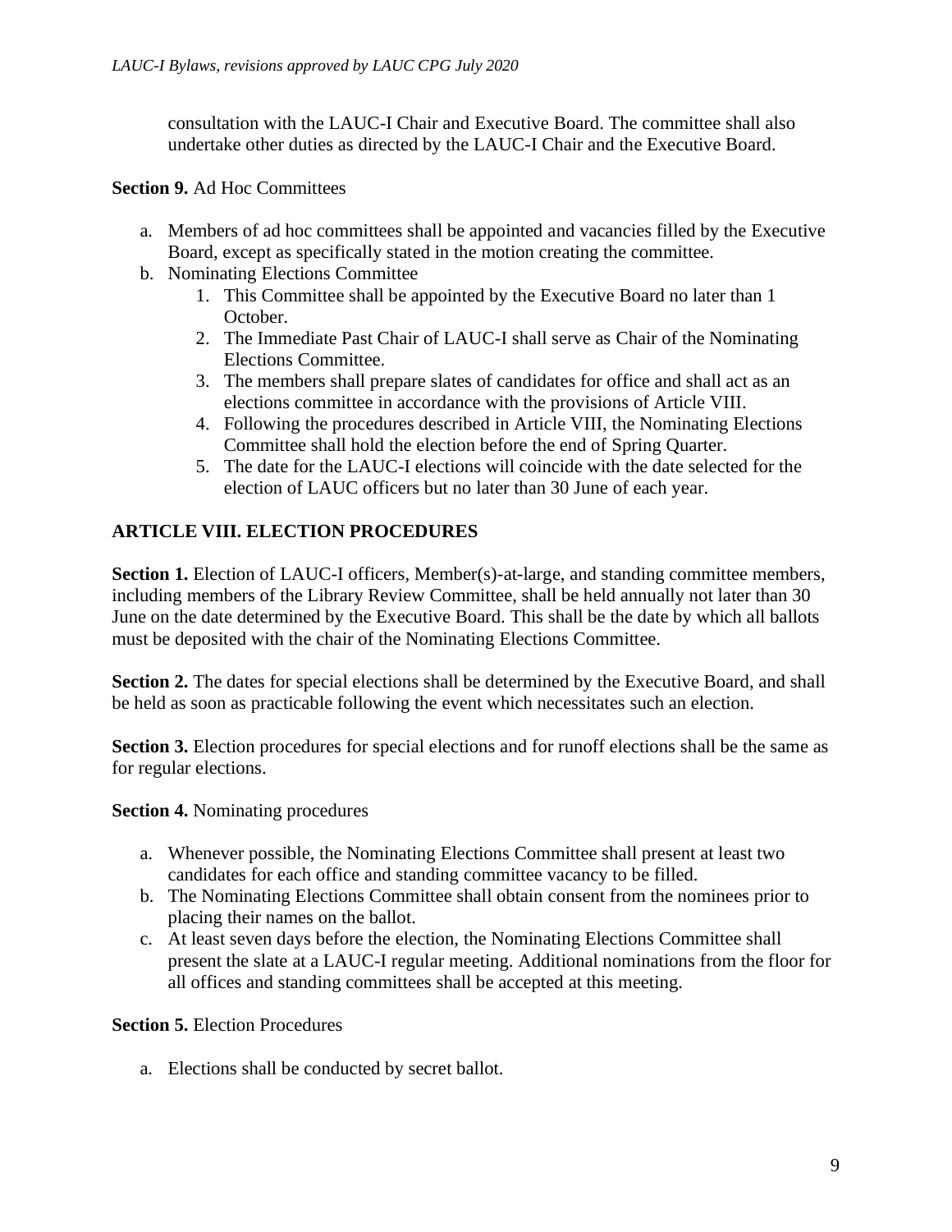consultation with the LAUC-I Chair and Executive Board. The committee shall also undertake other duties as directed by the LAUC-I Chair and the Executive Board.

**Section 9.** Ad Hoc Committees

a. Members of ad hoc committees shall be appointed and vacancies filled by the Executive Board, except as specifically stated in the motion creating the committee.
b. Nominating Elections Committee
    1. This Committee shall be appointed by the Executive Board no later than 1 October.
    2. The Immediate Past Chair of LAUC-I shall serve as Chair of the Nominating Elections Committee.
    3. The members shall prepare slates of candidates for office and shall act as an elections committee in accordance with the provisions of Article VIII.
    4. Following the procedures described in Article VIII, the Nominating Elections Committee shall hold the election before the end of Spring Quarter.
    5. The date for the LAUC-I elections will coincide with the date selected for the election of LAUC officers but no later than 30 June of each year.

## ARTICLE VIII. ELECTION PROCEDURES

**Section 1.** Election of LAUC-I officers, Member(s)-at-large, and standing committee members, including members of the Library Review Committee, shall be held annually not later than 30 June on the date determined by the Executive Board. This shall be the date by which all ballots must be deposited with the chair of the Nominating Elections Committee.

**Section 2.** The dates for special elections shall be determined by the Executive Board, and shall be held as soon as practicable following the event which necessitates such an election.

**Section 3.** Election procedures for special elections and for runoff elections shall be the same as for regular elections.

**Section 4.** Nominating procedures

a. Whenever possible, the Nominating Elections Committee shall present at least two candidates for each office and standing committee vacancy to be filled.
b. The Nominating Elections Committee shall obtain consent from the nominees prior to placing their names on the ballot.
c. At least seven days before the election, the Nominating Elections Committee shall present the slate at a LAUC-I regular meeting. Additional nominations from the floor for all offices and standing committees shall be accepted at this meeting.

**Section 5.** Election Procedures

a. Elections shall be conducted by secret ballot.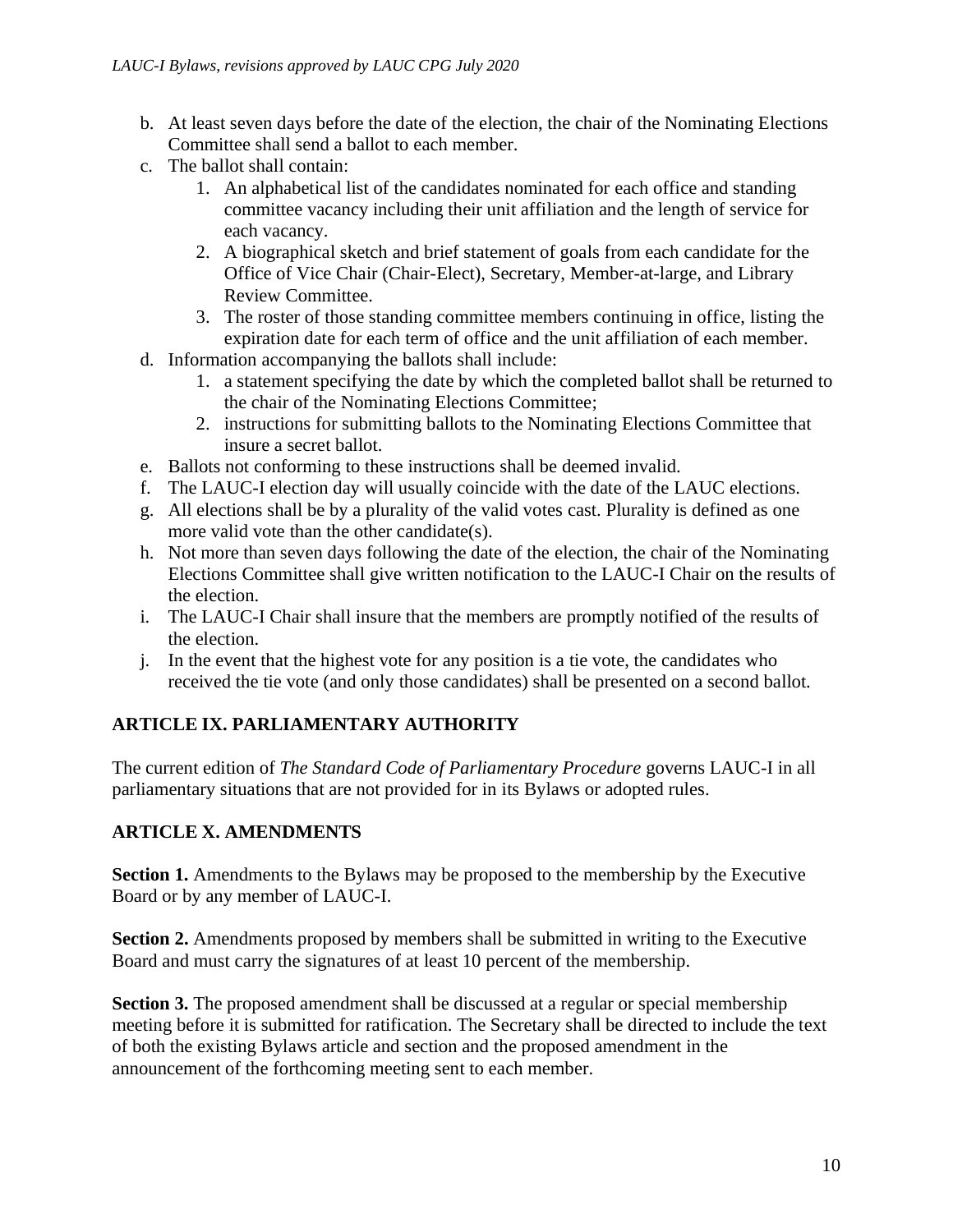b. At least seven days before the date of the election, the chair of the Nominating Elections Committee shall send a ballot to each member.

c. The ballot shall contain:
    1. An alphabetical list of the candidates nominated for each office and standing committee vacancy including their unit affiliation and the length of service for each vacancy.
    2. A biographical sketch and brief statement of goals from each candidate for the Office of Vice Chair (Chair-Elect), Secretary, Member-at-large, and Library Review Committee.
    3. The roster of those standing committee members continuing in office, listing the expiration date for each term of office and the unit affiliation of each member.

d. Information accompanying the ballots shall include:
    1. a statement specifying the date by which the completed ballot shall be returned to the chair of the Nominating Elections Committee;
    2. instructions for submitting ballots to the Nominating Elections Committee that insure a secret ballot.

e. Ballots not conforming to these instructions shall be deemed invalid.

f. The LAUC-I election day will usually coincide with the date of the LAUC elections.

g. All elections shall be by a plurality of the valid votes cast. Plurality is defined as one more valid vote than the other candidate(s).

h. Not more than seven days following the date of the election, the chair of the Nominating Elections Committee shall give written notification to the LAUC-I Chair on the results of the election.

i. The LAUC-I Chair shall insure that the members are promptly notified of the results of the election.

j. In the event that the highest vote for any position is a tie vote, the candidates who received the tie vote (and only those candidates) shall be presented on a second ballot.

## ARTICLE IX. PARLIAMENTARY AUTHORITY

The current edition of *The Standard Code of Parliamentary Procedure* governs LAUC-I in all parliamentary situations that are not provided for in its Bylaws or adopted rules.

## ARTICLE X. AMENDMENTS

**Section 1.** Amendments to the Bylaws may be proposed to the membership by the Executive Board or by any member of LAUC-I.

**Section 2.** Amendments proposed by members shall be submitted in writing to the Executive Board and must carry the signatures of at least 10 percent of the membership.

**Section 3.** The proposed amendment shall be discussed at a regular or special membership meeting before it is submitted for ratification. The Secretary shall be directed to include the text of both the existing Bylaws article and section and the proposed amendment in the announcement of the forthcoming meeting sent to each member.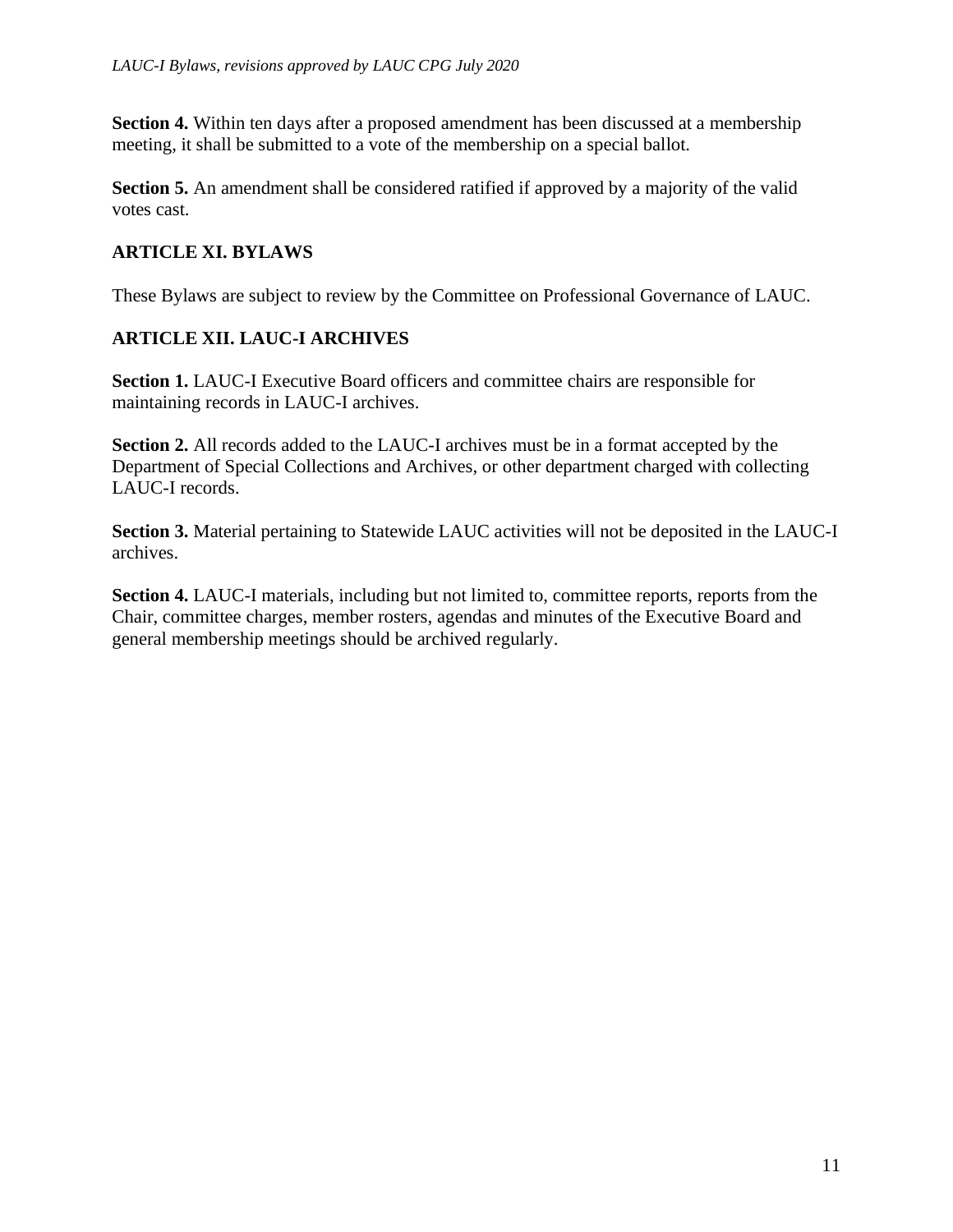**Section 4.** Within ten days after a proposed amendment has been discussed at a membership meeting, it shall be submitted to a vote of the membership on a special ballot.

**Section 5.** An amendment shall be considered ratified if approved by a majority of the valid votes cast.

## ARTICLE XI. BYLAWS

These Bylaws are subject to review by the Committee on Professional Governance of LAUC.

## ARTICLE XII. LAUC-I ARCHIVES

**Section 1.** LAUC-I Executive Board officers and committee chairs are responsible for maintaining records in LAUC-I archives.

**Section 2.** All records added to the LAUC-I archives must be in a format accepted by the Department of Special Collections and Archives, or other department charged with collecting LAUC-I records.

**Section 3.** Material pertaining to Statewide LAUC activities will not be deposited in the LAUC-I archives.

**Section 4.** LAUC-I materials, including but not limited to, committee reports, reports from the Chair, committee charges, member rosters, agendas and minutes of the Executive Board and general membership meetings should be archived regularly.